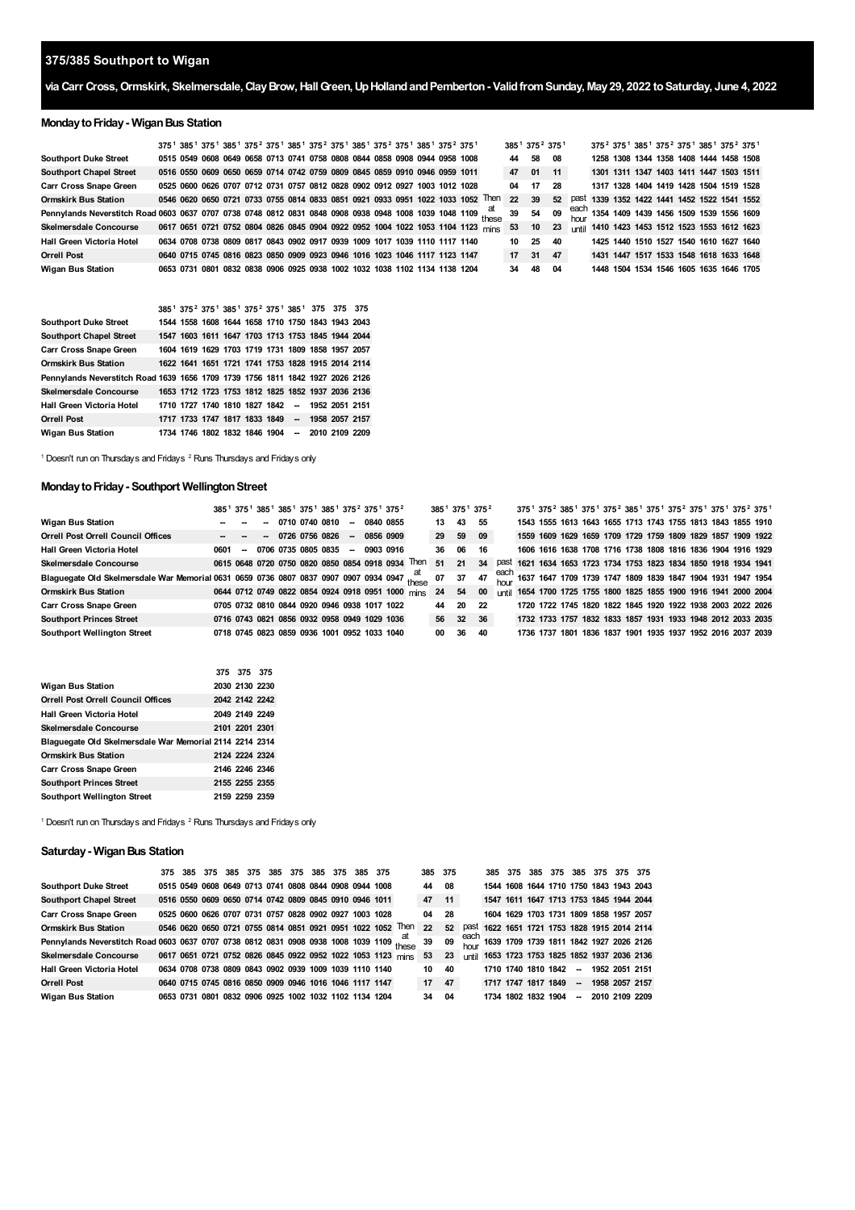# 375/385 Southport to Wigan

**via Carr Cross, Ormskirk, Skelmersdale, Clay Brow, Hall Green, Up Holland and Pemberton - Valid from Sunday, May 29, 2022 to Saturday, June 4, 2022**

## Monday to Friday - Wigan Bus Station

| | 375[1] | 385[1] | 375[1] | 385[1] | 375[2] | 375[1] | 385[1] | 375[2] | 375[1] | 385[1] | 375[2] | 375[1] | 385[1] | 375[2] | 375[1] | | 385[1] | 375[2] | 375[1] | | 375[2] | 375[1] | 385[1] | 375[2] | 375[1] | 385[1] | 375[2] | 375[1] |
|---|---|---|---|---|---|---|---|---|---|---|---|---|---|---|---|---|---|---|---|---|---|---|---|---|---|---|---|---|
| Southport Duke Street | 0515 | 0549 | 0608 | 0649 | 0658 | 0713 | 0741 | 0758 | 0808 | 0844 | 0858 | 0908 | 0944 | 0958 | 1008 | Then at these mins | 44 | 58 | 08 | past each hour until | 1258 | 1308 | 1344 | 1358 | 1408 | 1444 | 1458 | 1508 |
| Southport Chapel Street | 0516 | 0550 | 0609 | 0650 | 0659 | 0714 | 0742 | 0759 | 0809 | 0845 | 0859 | 0910 | 0946 | 0959 | 1011 | | 47 | 01 | 11 | | 1301 | 1311 | 1347 | 1403 | 1411 | 1447 | 1503 | 1511 |
| Carr Cross Snape Green | 0525 | 0600 | 0626 | 0707 | 0712 | 0731 | 0757 | 0812 | 0828 | 0902 | 0912 | 0927 | 1003 | 1012 | 1028 | | 04 | 17 | 28 | | 1317 | 1328 | 1404 | 1419 | 1428 | 1504 | 1519 | 1528 |
| Ormskirk Bus Station | 0546 | 0620 | 0650 | 0721 | 0733 | 0755 | 0814 | 0833 | 0851 | 0921 | 0933 | 0951 | 1022 | 1033 | 1052 | | 22 | 39 | 52 | | 1339 | 1352 | 1422 | 1441 | 1452 | 1522 | 1541 | 1552 |
| Pennylands Neverstitch Road | 0603 | 0637 | 0707 | 0738 | 0748 | 0812 | 0831 | 0848 | 0908 | 0938 | 0948 | 1008 | 1039 | 1048 | 1109 | | 39 | 54 | 09 | | 1354 | 1409 | 1439 | 1456 | 1509 | 1539 | 1556 | 1609 |
| Skelmersdale Concourse | 0617 | 0651 | 0721 | 0752 | 0804 | 0826 | 0845 | 0904 | 0922 | 0952 | 1004 | 1022 | 1053 | 1104 | 1123 | | 53 | 10 | 23 | | 1410 | 1423 | 1453 | 1512 | 1523 | 1553 | 1612 | 1623 |
| Hall Green Victoria Hotel | 0634 | 0708 | 0738 | 0809 | 0817 | 0843 | 0902 | 0917 | 0939 | 1009 | 1017 | 1039 | 1110 | 1117 | 1140 | | 10 | 25 | 40 | | 1425 | 1440 | 1510 | 1527 | 1540 | 1610 | 1627 | 1640 |
| Orrell Post | 0640 | 0715 | 0745 | 0816 | 0823 | 0850 | 0909 | 0923 | 0946 | 1016 | 1023 | 1046 | 1117 | 1123 | 1147 | | 17 | 31 | 47 | | 1431 | 1447 | 1517 | 1533 | 1548 | 1618 | 1633 | 1648 |
| Wigan Bus Station | 0653 | 0731 | 0801 | 0832 | 0838 | 0906 | 0925 | 0938 | 1002 | 1032 | 1038 | 1102 | 1134 | 1138 | 1204 | | 34 | 48 | 04 | | 1448 | 1504 | 1534 | 1546 | 1605 | 1635 | 1646 | 1705 |

| | 385[1] | 375[2] | 375[1] | 385[1] | 375[2] | 375[1] | 385[1] | 375 | 375 | 375 |
|---|---|---|---|---|---|---|---|---|---|---|
| Southport Duke Street | 1544 | 1558 | 1608 | 1644 | 1658 | 1710 | 1750 | 1843 | 1943 | 2043 |
| Southport Chapel Street | 1547 | 1603 | 1611 | 1647 | 1703 | 1713 | 1753 | 1845 | 1944 | 2044 |
| Carr Cross Snape Green | 1604 | 1619 | 1629 | 1703 | 1719 | 1731 | 1809 | 1858 | 1957 | 2057 |
| Ormskirk Bus Station | 1622 | 1641 | 1651 | 1721 | 1741 | 1753 | 1828 | 1915 | 2014 | 2114 |
| Pennylands Neverstitch Road | 1639 | 1656 | 1709 | 1739 | 1756 | 1811 | 1842 | 1927 | 2026 | 2126 |
| Skelmersdale Concourse | 1653 | 1712 | 1723 | 1753 | 1812 | 1825 | 1852 | 1937 | 2036 | 2136 |
| Hall Green Victoria Hotel | 1710 | 1727 | 1740 | 1810 | 1827 | 1842 | -- | 1952 | 2051 | 2151 |
| Orrell Post | 1717 | 1733 | 1747 | 1817 | 1833 | 1849 | -- | 1958 | 2057 | 2157 |
| Wigan Bus Station | 1734 | 1746 | 1802 | 1832 | 1846 | 1904 | -- | 2010 | 2109 | 2209 |

[1] Doesn't run on Thursdays and Fridays [2] Runs Thursdays and Fridays only

## Monday to Friday - Southport Wellington Street

| | 385[1] | 375[1] | 385[1] | 385[1] | 375[1] | 385[1] | 375[2] | 375[1] | 375[2] | | 385[1] | 375[1] | 375[2] | | 375[1] | 375[2] | 385[1] | 375[1] | 375[2] | 385[1] | 375[1] | 375[2] | 375[1] | 375[1] | 375[2] | 375[1] |
|---|---|---|---|---|---|---|---|---|---|---|---|---|---|---|---|---|---|---|---|---|---|---|---|---|---|---|
| Wigan Bus Station | -- | -- | -- | 0710 | 0740 | 0810 | -- | 0840 | 0855 | Then at these mins | 13 | 43 | 55 | past each hour until | 1543 | 1555 | 1613 | 1643 | 1655 | 1713 | 1743 | 1755 | 1813 | 1843 | 1855 | 1910 |
| Orrell Post Orrell Council Offices | -- | -- | -- | 0726 | 0756 | 0826 | -- | 0856 | 0909 | | 29 | 59 | 09 | | 1559 | 1609 | 1629 | 1659 | 1709 | 1729 | 1759 | 1809 | 1829 | 1857 | 1909 | 1922 |
| Hall Green Victoria Hotel | 0601 | -- | 0706 | 0735 | 0805 | 0835 | -- | 0903 | 0916 | | 36 | 06 | 16 | | 1606 | 1616 | 1638 | 1708 | 1716 | 1738 | 1808 | 1816 | 1836 | 1904 | 1916 | 1929 |
| Skelmersdale Concourse | 0615 | 0648 | 0720 | 0750 | 0820 | 0850 | 0854 | 0918 | 0934 | | 51 | 21 | 34 | | 1621 | 1634 | 1653 | 1723 | 1734 | 1753 | 1823 | 1834 | 1850 | 1918 | 1934 | 1941 |
| Blaguegate Old Skelmersdale War Memorial | 0631 | 0659 | 0736 | 0807 | 0837 | 0907 | 0907 | 0934 | 0947 | | 07 | 37 | 47 | | 1637 | 1647 | 1709 | 1739 | 1747 | 1809 | 1839 | 1847 | 1904 | 1931 | 1947 | 1954 |
| Ormskirk Bus Station | 0644 | 0712 | 0749 | 0822 | 0854 | 0924 | 0918 | 0951 | 1000 | | 24 | 54 | 00 | | 1654 | 1700 | 1725 | 1755 | 1800 | 1825 | 1855 | 1900 | 1916 | 1941 | 2000 | 2004 |
| Carr Cross Snape Green | 0705 | 0732 | 0810 | 0844 | 0920 | 0946 | 0938 | 1017 | 1022 | | 44 | 20 | 22 | | 1720 | 1722 | 1745 | 1820 | 1822 | 1845 | 1920 | 1922 | 1938 | 2003 | 2022 | 2026 |
| Southport Princes Street | 0716 | 0743 | 0821 | 0856 | 0932 | 0958 | 0949 | 1029 | 1036 | | 56 | 32 | 36 | | 1732 | 1733 | 1757 | 1832 | 1833 | 1857 | 1931 | 1933 | 1948 | 2012 | 2033 | 2035 |
| Southport Wellington Street | 0718 | 0745 | 0823 | 0859 | 0936 | 1001 | 0952 | 1033 | 1040 | | 00 | 36 | 40 | | 1736 | 1737 | 1801 | 1836 | 1837 | 1901 | 1935 | 1937 | 1952 | 2016 | 2037 | 2039 |

| | 375 | 375 | 375 |
|---|---|---|---|
| Wigan Bus Station | 2030 | 2130 | 2230 |
| Orrell Post Orrell Council Offices | 2042 | 2142 | 2242 |
| Hall Green Victoria Hotel | 2049 | 2149 | 2249 |
| Skelmersdale Concourse | 2101 | 2201 | 2301 |
| Blaguegate Old Skelmersdale War Memorial | 2114 | 2214 | 2314 |
| Ormskirk Bus Station | 2124 | 2224 | 2324 |
| Carr Cross Snape Green | 2146 | 2246 | 2346 |
| Southport Princes Street | 2155 | 2255 | 2355 |
| Southport Wellington Street | 2159 | 2259 | 2359 |

[1] Doesn't run on Thursdays and Fridays [2] Runs Thursdays and Fridays only

## Saturday - Wigan Bus Station

| | 375 | 385 | 375 | 385 | 375 | 385 | 375 | 385 | 375 | 385 | 375 | | 385 | 375 | | 385 | 375 | 385 | 375 | 385 | 375 | 375 | 375 |
|---|---|---|---|---|---|---|---|---|---|---|---|---|---|---|---|---|---|---|---|---|---|---|---|
| Southport Duke Street | 0515 | 0549 | 0608 | 0649 | 0713 | 0741 | 0808 | 0844 | 0908 | 0944 | 1008 | Then at these mins | 44 | 08 | past each hour until | 1544 | 1608 | 1644 | 1710 | 1750 | 1843 | 1943 | 2043 |
| Southport Chapel Street | 0516 | 0550 | 0609 | 0650 | 0714 | 0742 | 0809 | 0845 | 0910 | 0946 | 1011 | | 47 | 11 | | 1547 | 1611 | 1647 | 1713 | 1753 | 1845 | 1944 | 2044 |
| Carr Cross Snape Green | 0525 | 0600 | 0626 | 0707 | 0731 | 0757 | 0828 | 0902 | 0927 | 1003 | 1028 | | 04 | 28 | | 1604 | 1629 | 1703 | 1731 | 1809 | 1858 | 1957 | 2057 |
| Ormskirk Bus Station | 0546 | 0620 | 0650 | 0721 | 0755 | 0814 | 0851 | 0921 | 0951 | 1022 | 1052 | | 22 | 52 | | 1622 | 1651 | 1721 | 1753 | 1828 | 1915 | 2014 | 2114 |
| Pennylands Neverstitch Road | 0603 | 0637 | 0707 | 0738 | 0812 | 0831 | 0908 | 0938 | 1008 | 1039 | 1109 | | 39 | 09 | | 1639 | 1709 | 1739 | 1811 | 1842 | 1927 | 2026 | 2126 |
| Skelmersdale Concourse | 0617 | 0651 | 0721 | 0752 | 0826 | 0845 | 0922 | 0952 | 1022 | 1053 | 1123 | | 53 | 23 | | 1653 | 1723 | 1753 | 1825 | 1852 | 1937 | 2036 | 2136 |
| Hall Green Victoria Hotel | 0634 | 0708 | 0738 | 0809 | 0843 | 0902 | 0939 | 1009 | 1039 | 1110 | 1140 | | 10 | 40 | | 1710 | 1740 | 1810 | 1842 | -- | 1952 | 2051 | 2151 |
| Orrell Post | 0640 | 0715 | 0745 | 0816 | 0850 | 0909 | 0946 | 1016 | 1046 | 1117 | 1147 | | 17 | 47 | | 1717 | 1747 | 1817 | 1849 | -- | 1958 | 2057 | 2157 |
| Wigan Bus Station | 0653 | 0731 | 0801 | 0832 | 0906 | 0925 | 1002 | 1032 | 1102 | 1134 | 1204 | | 34 | 04 | | 1734 | 1802 | 1832 | 1904 | -- | 2010 | 2109 | 2209 |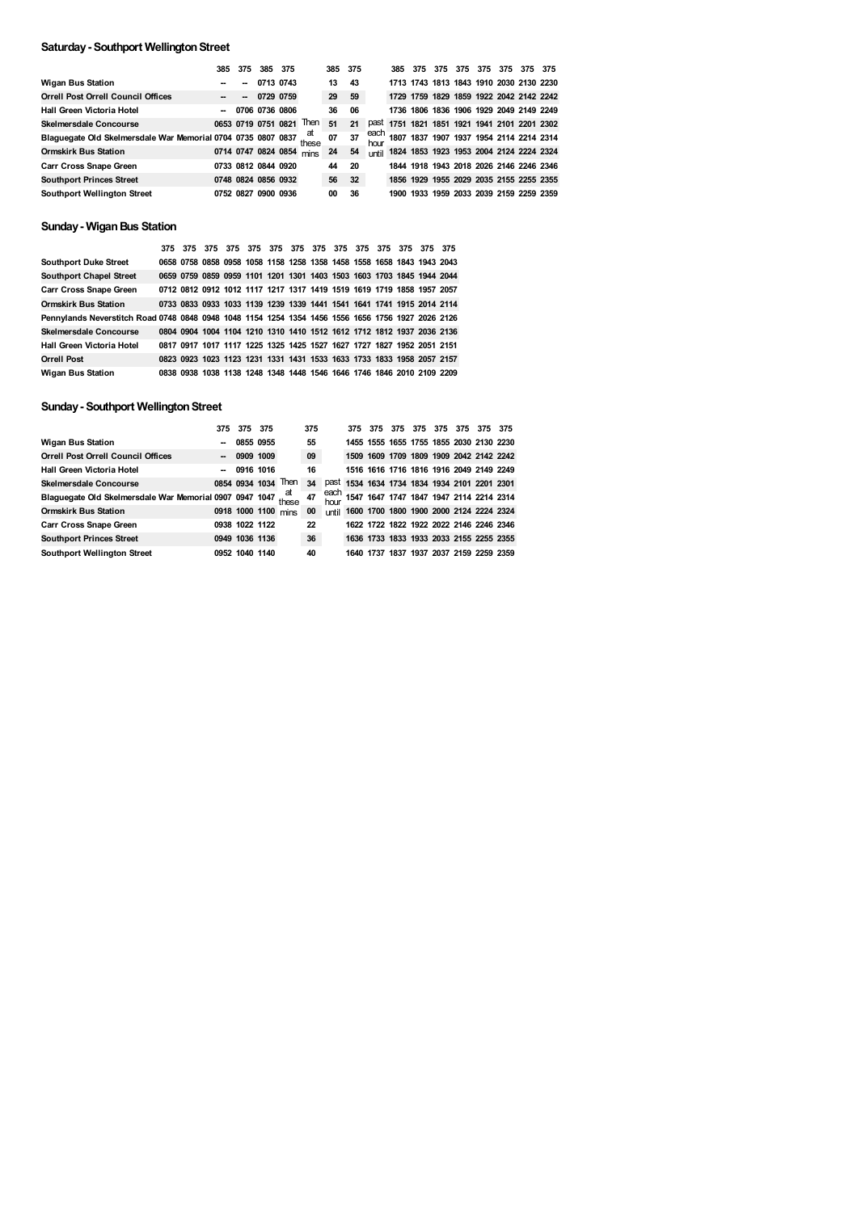## Saturday - Southport Wellington Street

| | 385 | 375 | 385 | 375 | | 385 | 375 | | 385 | 375 | 375 | 375 | 375 | 375 | 375 | 375 |
|---|---|---|---|---|---|---|---|---|---|---|---|---|---|---|---|---|
| Wigan Bus Station | -- | -- | 0713 | 0743 | | 13 | 43 | | 1713 | 1743 | 1813 | 1843 | 1910 | 2030 | 2130 | 2230 |
| Orrell Post Orrell Council Offices | -- | -- | 0729 | 0759 | | 29 | 59 | | 1729 | 1759 | 1829 | 1859 | 1922 | 2042 | 2142 | 2242 |
| Hall Green Victoria Hotel | -- | 0706 | 0736 | 0806 | | 36 | 06 | | 1736 | 1806 | 1836 | 1906 | 1929 | 2049 | 2149 | 2249 |
| Skelmersdale Concourse | 0653 | 0719 | 0751 | 0821 | Then | 51 | 21 | past | 1751 | 1821 | 1851 | 1921 | 1941 | 2101 | 2201 | 2302 |
| Blaguegate Old Skelmersdale War Memorial | 0704 | 0735 | 0807 | 0837 | at these | 07 | 37 | each hour | 1807 | 1837 | 1907 | 1937 | 1954 | 2114 | 2214 | 2314 |
| Ormskirk Bus Station | 0714 | 0747 | 0824 | 0854 | mins | 24 | 54 | until | 1824 | 1853 | 1923 | 1953 | 2004 | 2124 | 2224 | 2324 |
| Carr Cross Snape Green | 0733 | 0812 | 0844 | 0920 | | 44 | 20 | | 1844 | 1918 | 1943 | 2018 | 2026 | 2146 | 2246 | 2346 |
| Southport Princes Street | 0748 | 0824 | 0856 | 0932 | | 56 | 32 | | 1856 | 1929 | 1955 | 2029 | 2035 | 2155 | 2255 | 2355 |
| Southport Wellington Street | 0752 | 0827 | 0900 | 0936 | | 00 | 36 | | 1900 | 1933 | 1959 | 2033 | 2039 | 2159 | 2259 | 2359 |

## Sunday - Wigan Bus Station

| | 375 | 375 | 375 | 375 | 375 | 375 | 375 | 375 | 375 | 375 | 375 | 375 | 375 | 375 |
|---|---|---|---|---|---|---|---|---|---|---|---|---|---|---|
| Southport Duke Street | 0658 | 0758 | 0858 | 0958 | 1058 | 1158 | 1258 | 1358 | 1458 | 1558 | 1658 | 1843 | 1943 | 2043 |
| Southport Chapel Street | 0659 | 0759 | 0859 | 0959 | 1101 | 1201 | 1301 | 1403 | 1503 | 1603 | 1703 | 1845 | 1944 | 2044 |
| Carr Cross Snape Green | 0712 | 0812 | 0912 | 1012 | 1117 | 1217 | 1317 | 1419 | 1519 | 1619 | 1719 | 1858 | 1957 | 2057 |
| Ormskirk Bus Station | 0733 | 0833 | 0933 | 1033 | 1139 | 1239 | 1339 | 1441 | 1541 | 1641 | 1741 | 1915 | 2014 | 2114 |
| Pennylands Neverstitch Road | 0748 | 0848 | 0948 | 1048 | 1154 | 1254 | 1354 | 1456 | 1556 | 1656 | 1756 | 1927 | 2026 | 2126 |
| Skelmersdale Concourse | 0804 | 0904 | 1004 | 1104 | 1210 | 1310 | 1410 | 1512 | 1612 | 1712 | 1812 | 1937 | 2036 | 2136 |
| Hall Green Victoria Hotel | 0817 | 0917 | 1017 | 1117 | 1225 | 1325 | 1425 | 1527 | 1627 | 1727 | 1827 | 1952 | 2051 | 2151 |
| Orrell Post | 0823 | 0923 | 1023 | 1123 | 1231 | 1331 | 1431 | 1533 | 1633 | 1733 | 1833 | 1958 | 2057 | 2157 |
| Wigan Bus Station | 0838 | 0938 | 1038 | 1138 | 1248 | 1348 | 1448 | 1546 | 1646 | 1746 | 1846 | 2010 | 2109 | 2209 |

## Sunday - Southport Wellington Street

| | 375 | 375 | 375 | | 375 | | 375 | 375 | 375 | 375 | 375 | 375 | 375 | 375 |
|---|---|---|---|---|---|---|---|---|---|---|---|---|---|---|
| Wigan Bus Station | -- | 0855 | 0955 | | 55 | | 1455 | 1555 | 1655 | 1755 | 1855 | 2030 | 2130 | 2230 |
| Orrell Post Orrell Council Offices | -- | 0909 | 1009 | | 09 | | 1509 | 1609 | 1709 | 1809 | 1909 | 2042 | 2142 | 2242 |
| Hall Green Victoria Hotel | -- | 0916 | 1016 | | 16 | | 1516 | 1616 | 1716 | 1816 | 1916 | 2049 | 2149 | 2249 |
| Skelmersdale Concourse | 0854 | 0934 | 1034 | Then | 34 | past | 1534 | 1634 | 1734 | 1834 | 1934 | 2101 | 2201 | 2301 |
| Blaguegate Old Skelmersdale War Memorial | 0907 | 0947 | 1047 | at these | 47 | each hour | 1547 | 1647 | 1747 | 1847 | 1947 | 2114 | 2214 | 2314 |
| Ormskirk Bus Station | 0918 | 1000 | 1100 | mins | 00 | until | 1600 | 1700 | 1800 | 1900 | 2000 | 2124 | 2224 | 2324 |
| Carr Cross Snape Green | 0938 | 1022 | 1122 | | 22 | | 1622 | 1722 | 1822 | 1922 | 2022 | 2146 | 2246 | 2346 |
| Southport Princes Street | 0949 | 1036 | 1136 | | 36 | | 1636 | 1733 | 1833 | 1933 | 2033 | 2155 | 2255 | 2355 |
| Southport Wellington Street | 0952 | 1040 | 1140 | | 40 | | 1640 | 1737 | 1837 | 1937 | 2037 | 2159 | 2259 | 2359 |